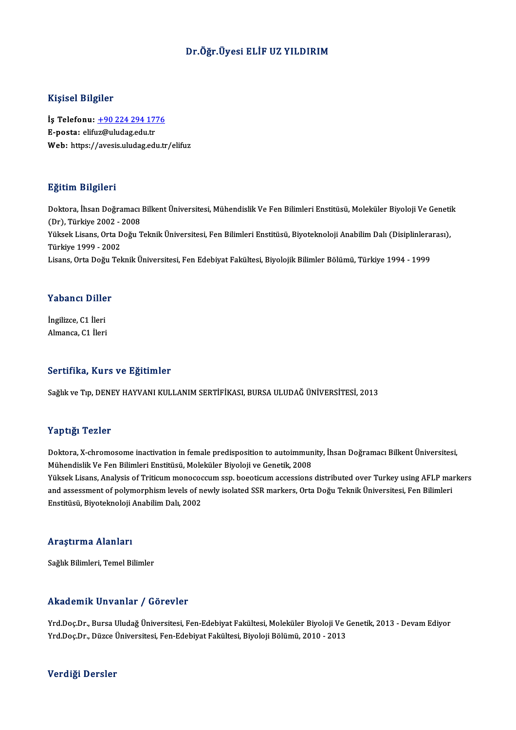# Dr.Öğr.Üyesi ELİF UZ YILDIRIM

## Kişisel Bilgiler

**İş Telefonu:** +90 224 294 1776
**E-posta:** elifuz@uludag.edu.tr
**Web:** https://avesis.uludag.edu.tr/elifuz

## Eğitim Bilgileri

Doktora, İhsan Doğramacı Bilkent Üniversitesi, Mühendislik Ve Fen Bilimleri Enstitüsü, Moleküler Biyoloji Ve Genetik (Dr), Türkiye 2002 - 2008
Yüksek Lisans, Orta Doğu Teknik Üniversitesi, Fen Bilimleri Enstitüsü, Biyoteknoloji Anabilim Dalı (Disiplinlerarası), Türkiye 1999 - 2002
Lisans, Orta Doğu Teknik Üniversitesi, Fen Edebiyat Fakültesi, Biyolojik Bilimler Bölümü, Türkiye 1994 - 1999

## Yabancı Diller

İngilizce, C1 İleri
Almanca, C1 İleri

## Sertifika, Kurs ve Eğitimler

Sağlık ve Tıp, DENEY HAYVANI KULLANIM SERTİFİKASI, BURSA ULUDAĞ ÜNİVERSİTESİ, 2013

## Yaptığı Tezler

Doktora, X-chromosome inactivation in female predisposition to autoimmunity, İhsan Doğramacı Bilkent Üniversitesi, Mühendislik Ve Fen Bilimleri Enstitüsü, Moleküler Biyoloji ve Genetik, 2008
Yüksek Lisans, Analysis of Triticum monococcum ssp. boeoticum accessions distributed over Turkey using AFLP markers and assessment of polymorphism levels of newly isolated SSR markers, Orta Doğu Teknik Üniversitesi, Fen Bilimleri Enstitüsü, Biyoteknoloji Anabilim Dalı, 2002

## Araştırma Alanları

Sağlık Bilimleri, Temel Bilimler

## Akademik Unvanlar / Görevler

Yrd.Doç.Dr., Bursa Uludağ Üniversitesi, Fen-Edebiyat Fakültesi, Moleküler Biyoloji Ve Genetik, 2013 - Devam Ediyor
Yrd.Doç.Dr., Düzce Üniversitesi, Fen-Edebiyat Fakültesi, Biyoloji Bölümü, 2010 - 2013

## Verdiği Dersler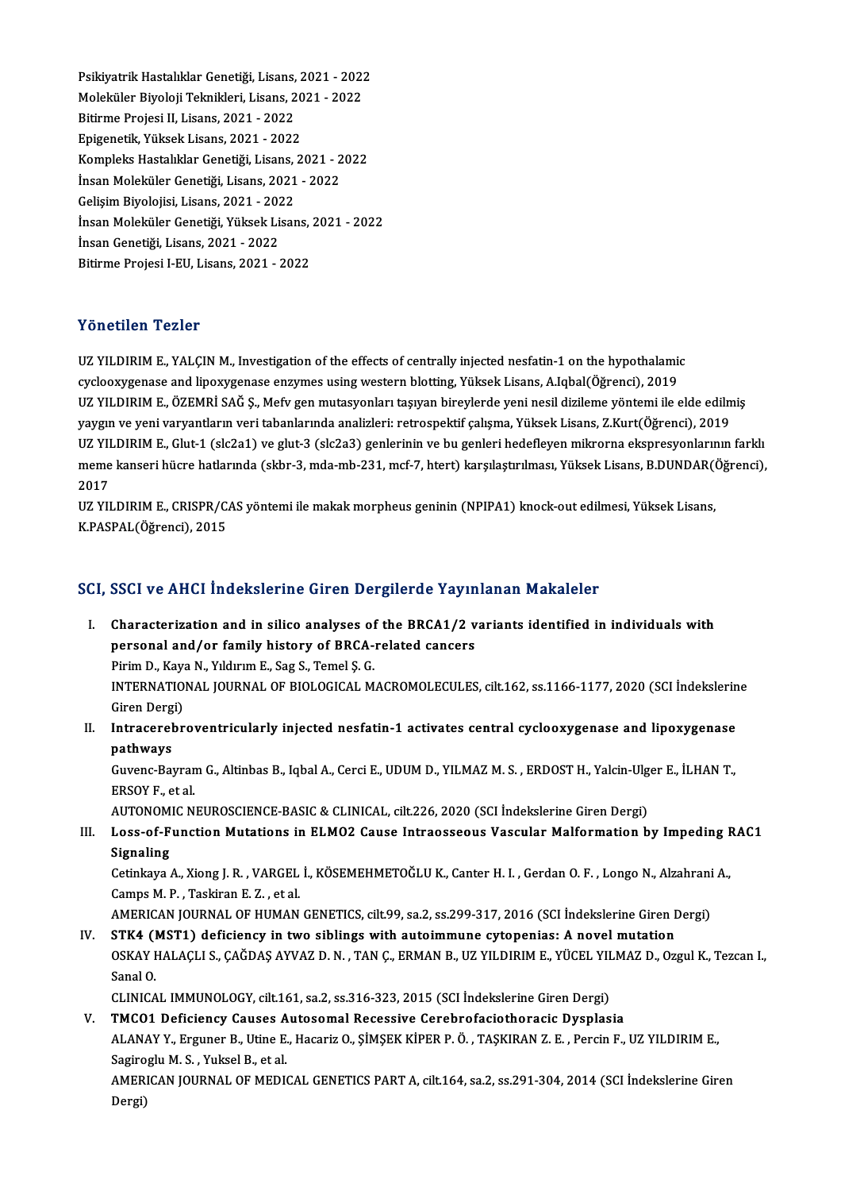Psikiyatrik Hastalıklar Genetiği, Lisans, 2021 - 2022
Moleküler Biyoloji Teknikleri, Lisans, 2021 - 2022
Bitirme Projesi II, Lisans, 2021 - 2022
Epigenetik, Yüksek Lisans, 2021 - 2022
Kompleks Hastalıklar Genetiği, Lisans, 2021 - 2022
İnsan Moleküler Genetiği, Lisans, 2021 - 2022
Gelişim Biyolojisi, Lisans, 2021 - 2022
İnsan Moleküler Genetiği, Yüksek Lisans, 2021 - 2022
İnsan Genetiği, Lisans, 2021 - 2022
Bitirme Projesi I-EU, Lisans, 2021 - 2022

## Yönetilen Tezler

UZ YILDIRIM E., YALÇIN M., Investigation of the effects of centrally injected nesfatin-1 on the hypothalamic cyclooxygenase and lipoxygenase enzymes using western blotting, Yüksek Lisans, A.Iqbal(Öğrenci), 2019

UZ YILDIRIM E., ÖZEMRİ SAĞ Ş., Mefv gen mutasyonları taşıyan bireylerde yeni nesil dizileme yöntemi ile elde edilmiş yaygın ve yeni varyantların veri tabanlarında analizleri: retrospektif çalışma, Yüksek Lisans, Z.Kurt(Öğrenci), 2019

UZ YILDIRIM E., Glut-1 (slc2a1) ve glut-3 (slc2a3) genlerinin ve bu genleri hedefleyen mikrorna ekspresyonlarının farklı meme kanseri hücre hatlarında (skbr-3, mda-mb-231, mcf-7, htert) karşılaştırılması, Yüksek Lisans, B.DUNDAR(Öğrenci), 2017

UZ YILDIRIM E., CRISPR/CAS yöntemi ile makak morpheus geninin (NPIPA1) knock-out edilmesi, Yüksek Lisans, K.PASPAL(Öğrenci), 2015

## SCI, SSCI ve AHCI İndekslerine Giren Dergilerde Yayınlanan Makaleler

I. **Characterization and in silico analyses of the BRCA1/2 variants identified in individuals with personal and/or family history of BRCA-related cancers**
Pirim D., Kaya N., Yıldırım E., Sag S., Temel Ş. G.
INTERNATIONAL JOURNAL OF BIOLOGICAL MACROMOLECULES, cilt.162, ss.1166-1177, 2020 (SCI İndekslerine Giren Dergi)

II. **Intracerebroventricularly injected nesfatin-1 activates central cyclooxygenase and lipoxygenase pathways**
Guvenc-Bayram G., Altinbas B., Iqbal A., Cerci E., UDUM D., YILMAZ M. S. , ERDOST H., Yalcin-Ulger E., İLHAN T., ERSOY F., et al.
AUTONOMIC NEUROSCIENCE-BASIC & CLINICAL, cilt.226, 2020 (SCI İndekslerine Giren Dergi)

III. **Loss-of-Function Mutations in ELMO2 Cause Intraosseous Vascular Malformation by Impeding RAC1 Signaling**
Cetinkaya A., Xiong J. R. , VARGEL İ., KÖSEMEHMETOĞLU K., Canter H. I. , Gerdan O. F. , Longo N., Alzahrani A., Camps M. P. , Taskiran E. Z. , et al.
AMERICAN JOURNAL OF HUMAN GENETICS, cilt.99, sa.2, ss.299-317, 2016 (SCI İndekslerine Giren Dergi)

IV. **STK4 (MST1) deficiency in two siblings with autoimmune cytopenias: A novel mutation**
OSKAY HALAÇLI S., ÇAĞDAŞ AYVAZ D. N. , TAN Ç., ERMAN B., UZ YILDIRIM E., YÜCEL YILMAZ D., Ozgul K., Tezcan I., Sanal O.
CLINICAL IMMUNOLOGY, cilt.161, sa.2, ss.316-323, 2015 (SCI İndekslerine Giren Dergi)

V. **TMCO1 Deficiency Causes Autosomal Recessive Cerebrofaciothoracic Dysplasia**
ALANAY Y., Erguner B., Utine E., Hacariz O., ŞİMŞEK KİPER P. Ö. , TAŞKIRAN Z. E. , Percin F., UZ YILDIRIM E., Sagiroglu M. S. , Yuksel B., et al.
AMERICAN JOURNAL OF MEDICAL GENETICS PART A, cilt.164, sa.2, ss.291-304, 2014 (SCI İndekslerine Giren Dergi)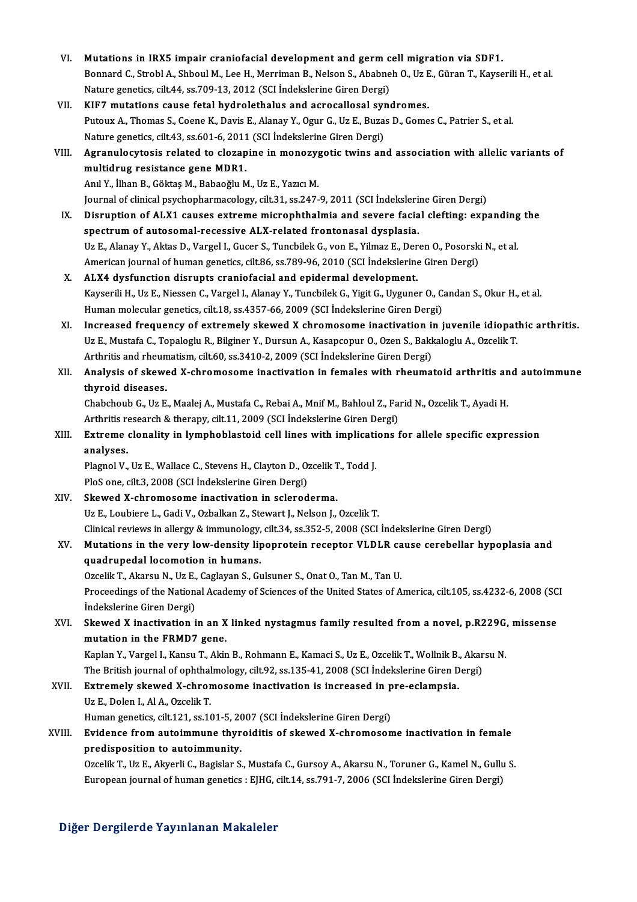VI. **Mutations in IRX5 impair craniofacial development and germ cell migration via SDF1.**
Bonnard C., Strobl A., Shboul M., Lee H., Merriman B., Nelson S., Ababneh O., Uz E., Güran T., Kayserili H., et al.
Nature genetics, cilt.44, ss.709-13, 2012 (SCI İndekslerine Giren Dergi)

VII. **KIF7 mutations cause fetal hydrolethalus and acrocallosal syndromes.**
Putoux A., Thomas S., Coene K., Davis E., Alanay Y., Ogur G., Uz E., Buzas D., Gomes C., Patrier S., et al.
Nature genetics, cilt.43, ss.601-6, 2011 (SCI İndekslerine Giren Dergi)

VIII. **Agranulocytosis related to clozapine in monozygotic twins and association with allelic variants of multidrug resistance gene MDR1.**
Anıl Y., İlhan B., Göktaş M., Babaoğlu M., Uz E., Yazıcı M.
Journal of clinical psychopharmacology, cilt.31, ss.247-9, 2011 (SCI İndekslerine Giren Dergi)

IX. **Disruption of ALX1 causes extreme microphthalmia and severe facial clefting: expanding the spectrum of autosomal-recessive ALX-related frontonasal dysplasia.**
Uz E., Alanay Y., Aktas D., Vargel I., Gucer S., Tuncbilek G., von E., Yilmaz E., Deren O., Posorski N., et al.
American journal of human genetics, cilt.86, ss.789-96, 2010 (SCI İndekslerine Giren Dergi)

X. **ALX4 dysfunction disrupts craniofacial and epidermal development.**
Kayserili H., Uz E., Niessen C., Vargel I., Alanay Y., Tuncbilek G., Yigit G., Uyguner O., Candan S., Okur H., et al.
Human molecular genetics, cilt.18, ss.4357-66, 2009 (SCI İndekslerine Giren Dergi)

XI. **Increased frequency of extremely skewed X chromosome inactivation in juvenile idiopathic arthritis.**
Uz E., Mustafa C., Topaloglu R., Bilginer Y., Dursun A., Kasapcopur O., Ozen S., Bakkaloglu A., Ozcelik T.
Arthritis and rheumatism, cilt.60, ss.3410-2, 2009 (SCI İndekslerine Giren Dergi)

XII. **Analysis of skewed X-chromosome inactivation in females with rheumatoid arthritis and autoimmune thyroid diseases.**
Chabchoub G., Uz E., Maalej A., Mustafa C., Rebai A., Mnif M., Bahloul Z., Farid N., Ozcelik T., Ayadi H.
Arthritis research & therapy, cilt.11, 2009 (SCI İndekslerine Giren Dergi)

XIII. **Extreme clonality in lymphoblastoid cell lines with implications for allele specific expression analyses.**
Plagnol V., Uz E., Wallace C., Stevens H., Clayton D., Ozcelik T., Todd J.
PloS one, cilt.3, 2008 (SCI İndekslerine Giren Dergi)

XIV. **Skewed X-chromosome inactivation in scleroderma.**
Uz E., Loubiere L., Gadi V., Ozbalkan Z., Stewart J., Nelson J., Ozcelik T.
Clinical reviews in allergy & immunology, cilt.34, ss.352-5, 2008 (SCI İndekslerine Giren Dergi)

XV. **Mutations in the very low-density lipoprotein receptor VLDLR cause cerebellar hypoplasia and quadrupedal locomotion in humans.**
Ozcelik T., Akarsu N., Uz E., Caglayan S., Gulsuner S., Onat O., Tan M., Tan U.
Proceedings of the National Academy of Sciences of the United States of America, cilt.105, ss.4232-6, 2008 (SCI İndekslerine Giren Dergi)

XVI. **Skewed X inactivation in an X linked nystagmus family resulted from a novel, p.R229G, missense mutation in the FRMD7 gene.**
Kaplan Y., Vargel I., Kansu T., Akin B., Rohmann E., Kamaci S., Uz E., Ozcelik T., Wollnik B., Akarsu N.
The British journal of ophthalmology, cilt.92, ss.135-41, 2008 (SCI İndekslerine Giren Dergi)

XVII. **Extremely skewed X-chromosome inactivation is increased in pre-eclampsia.**
Uz E., Dolen I., Al A., Ozcelik T.
Human genetics, cilt.121, ss.101-5, 2007 (SCI İndekslerine Giren Dergi)

XVIII. **Evidence from autoimmune thyroiditis of skewed X-chromosome inactivation in female predisposition to autoimmunity.**
Ozcelik T., Uz E., Akyerli C., Bagislar S., Mustafa C., Gursoy A., Akarsu N., Toruner G., Kamel N., Gullu S.
European journal of human genetics : EJHG, cilt.14, ss.791-7, 2006 (SCI İndekslerine Giren Dergi)

## Diğer Dergilerde Yayınlanan Makaleler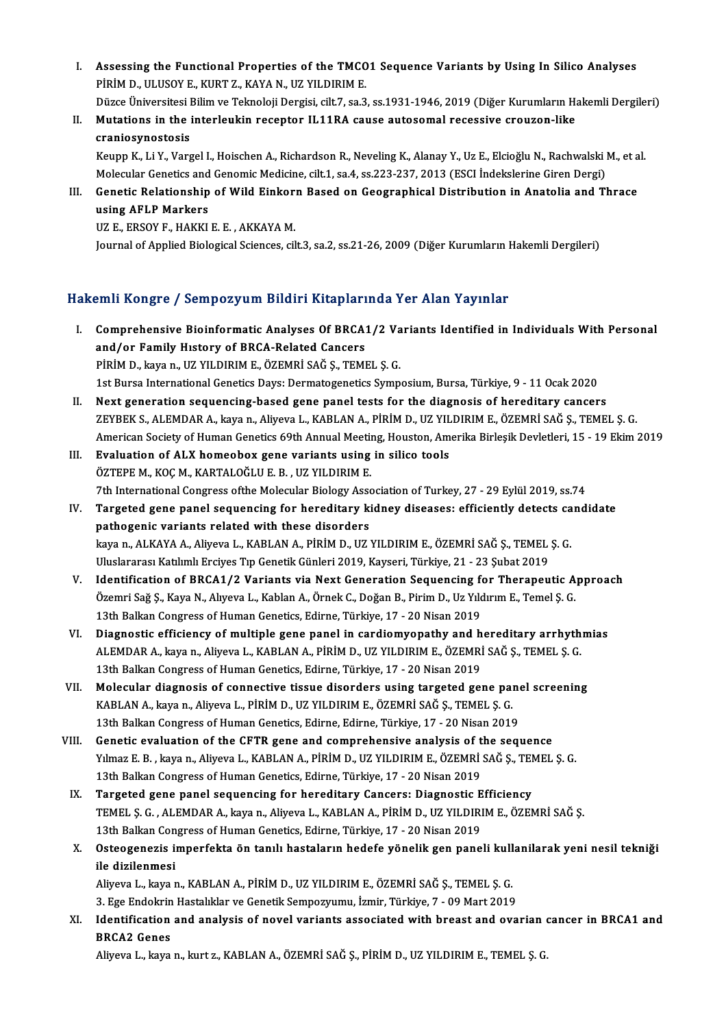I. **Assessing the Functional Properties of the TMCO1 Sequence Variants by Using In Silico Analyses**
PİRİM D., ULUSOY E., KURT Z., KAYA N., UZ YILDIRIM E.
Düzce Üniversitesi Bilim ve Teknoloji Dergisi, cilt.7, sa.3, ss.1931-1946, 2019 (Diğer Kurumların Hakemli Dergileri)

II. **Mutations in the interleukin receptor IL11RA cause autosomal recessive crouzon-like craniosynostosis**
Keupp K., Li Y., Vargel I., Hoischen A., Richardson R., Neveling K., Alanay Y., Uz E., Elcioğlu N., Rachwalski M., et al.
Molecular Genetics and Genomic Medicine, cilt.1, sa.4, ss.223-237, 2013 (ESCI İndekslerine Giren Dergi)

III. **Genetic Relationship of Wild Einkorn Based on Geographical Distribution in Anatolia and Thrace using AFLP Markers**
UZ E., ERSOY F., HAKKI E. E. , AKKAYA M.
Journal of Applied Biological Sciences, cilt.3, sa.2, ss.21-26, 2009 (Diğer Kurumların Hakemli Dergileri)

## Hakemli Kongre / Sempozyum Bildiri Kitaplarında Yer Alan Yayınlar

I. **Comprehensive Bioinformatic Analyses Of BRCA1/2 Variants Identified in Individuals With Personal and/or Family History of BRCA-Related Cancers**
PİRİM D., kaya n., UZ YILDIRIM E., ÖZEMRİ SAĞ Ş., TEMEL Ş. G.
1st Bursa International Genetics Days: Dermatogenetics Symposium, Bursa, Türkiye, 9 - 11 Ocak 2020

II. **Next generation sequencing-based gene panel tests for the diagnosis of hereditary cancers**
ZEYBEK S., ALEMDAR A., kaya n., Aliyeva L., KABLAN A., PİRİM D., UZ YILDIRIM E., ÖZEMRİ SAĞ Ş., TEMEL Ş. G.
American Society of Human Genetics 69th Annual Meeting, Houston, Amerika Birleşik Devletleri, 15 - 19 Ekim 2019

III. **Evaluation of ALX homeobox gene variants using in silico tools**
ÖZTEPE M., KOÇ M., KARTALOĞLU E. B. , UZ YILDIRIM E.
7th International Congress ofthe Molecular Biology Association of Turkey, 27 - 29 Eylül 2019, ss.74

IV. **Targeted gene panel sequencing for hereditary kidney diseases: efficiently detects candidate pathogenic variants related with these disorders**
kaya n., ALKAYA A., Aliyeva L., KABLAN A., PİRİM D., UZ YILDIRIM E., ÖZEMRİ SAĞ Ş., TEMEL Ş. G.
Uluslararası Katılımlı Erciyes Tıp Genetik Günleri 2019, Kayseri, Türkiye, 21 - 23 Şubat 2019

V. **Identification of BRCA1/2 Variants via Next Generation Sequencing for Therapeutic Approach**
Özemri Sağ Ş., Kaya N., Alıyeva L., Kablan A., Örnek C., Doğan B., Pirim D., Uz Yıldırım E., Temel Ş. G.
13th Balkan Congress of Human Genetics, Edirne, Türkiye, 17 - 20 Nisan 2019

VI. **Diagnostic efficiency of multiple gene panel in cardiomyopathy and hereditary arrhythmias**
ALEMDAR A., kaya n., Aliyeva L., KABLAN A., PİRİM D., UZ YILDIRIM E., ÖZEMRİ SAĞ Ş., TEMEL Ş. G.
13th Balkan Congress of Human Genetics, Edirne, Türkiye, 17 - 20 Nisan 2019

VII. **Molecular diagnosis of connective tissue disorders using targeted gene panel screening**
KABLAN A., kaya n., Aliyeva L., PİRİM D., UZ YILDIRIM E., ÖZEMRİ SAĞ Ş., TEMEL Ş. G.
13th Balkan Congress of Human Genetics, Edirne, Edirne, Türkiye, 17 - 20 Nisan 2019

VIII. **Genetic evaluation of the CFTR gene and comprehensive analysis of the sequence**
Yılmaz E. B. , kaya n., Aliyeva L., KABLAN A., PİRİM D., UZ YILDIRIM E., ÖZEMRİ SAĞ Ş., TEMEL Ş. G.
13th Balkan Congress of Human Genetics, Edirne, Türkiye, 17 - 20 Nisan 2019

IX. **Targeted gene panel sequencing for hereditary Cancers: Diagnostic Efficiency**
TEMEL Ş. G. , ALEMDAR A., kaya n., Aliyeva L., KABLAN A., PİRİM D., UZ YILDIRIM E., ÖZEMRİ SAĞ Ş.
13th Balkan Congress of Human Genetics, Edirne, Türkiye, 17 - 20 Nisan 2019

X. **Osteogenezis imperfekta ön tanılı hastaların hedefe yönelik gen paneli kullanilarak yeni nesil tekniği ile dizilenmesi**
Aliyeva L., kaya n., KABLAN A., PİRİM D., UZ YILDIRIM E., ÖZEMRİ SAĞ Ş., TEMEL Ş. G.
3. Ege Endokrin Hastalıklar ve Genetik Sempozyumu, İzmir, Türkiye, 7 - 09 Mart 2019

XI. **Identification and analysis of novel variants associated with breast and ovarian cancer in BRCA1 and BRCA2 Genes**
Aliyeva L., kaya n., kurt z., KABLAN A., ÖZEMRİ SAĞ Ş., PİRİM D., UZ YILDIRIM E., TEMEL Ş. G.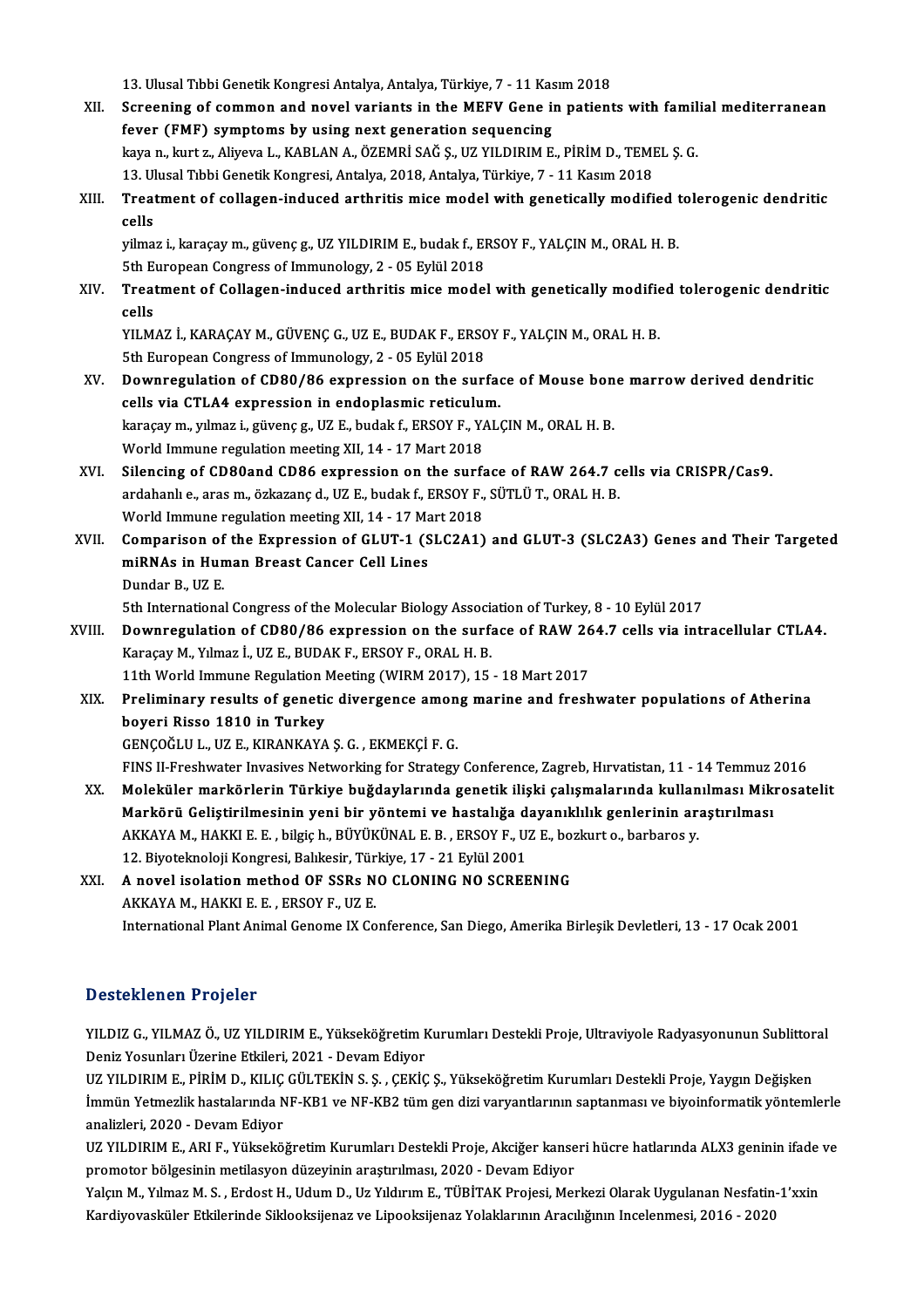13. Ulusal Tıbbi Genetik Kongresi Antalya, Antalya, Türkiye, 7 - 11 Kasım 2018

XII. **Screening of common and novel variants in the MEFV Gene in patients with familial mediterranean fever (FMF) symptoms by using next generation sequencing**
kaya n., kurt z., Aliyeva L., KABLAN A., ÖZEMRİ SAĞ Ş., UZ YILDIRIM E., PİRİM D., TEMEL Ş. G.
13. Ulusal Tıbbi Genetik Kongresi, Antalya, 2018, Antalya, Türkiye, 7 - 11 Kasım 2018

XIII. **Treatment of collagen-induced arthritis mice model with genetically modified tolerogenic dendritic cells**
yilmaz i., karaçay m., güvenç g., UZ YILDIRIM E., budak f., ERSOY F., YALÇIN M., ORAL H. B.
5th European Congress of Immunology, 2 - 05 Eylül 2018

XIV. **Treatment of Collagen-induced arthritis mice model with genetically modified tolerogenic dendritic cells**
YILMAZ İ., KARAÇAY M., GÜVENÇ G., UZ E., BUDAK F., ERSOY F., YALÇIN M., ORAL H. B.
5th European Congress of Immunology, 2 - 05 Eylül 2018

XV. **Downregulation of CD80/86 expression on the surface of Mouse bone marrow derived dendritic cells via CTLA4 expression in endoplasmic reticulum.**
karaçay m., yılmaz i., güvenç g., UZ E., budak f., ERSOY F., YALÇIN M., ORAL H. B.
World Immune regulation meeting XII, 14 - 17 Mart 2018

XVI. **Silencing of CD80and CD86 expression on the surface of RAW 264.7 cells via CRISPR/Cas9.**
ardahanlı e., aras m., özkazanç d., UZ E., budak f., ERSOY F., SÜTLÜ T., ORAL H. B.
World Immune regulation meeting XII, 14 - 17 Mart 2018

XVII. **Comparison of the Expression of GLUT-1 (SLC2A1) and GLUT-3 (SLC2A3) Genes and Their Targeted miRNAs in Human Breast Cancer Cell Lines**
Dundar B., UZ E.
5th International Congress of the Molecular Biology Association of Turkey, 8 - 10 Eylül 2017

XVIII. **Downregulation of CD80/86 expression on the surface of RAW 264.7 cells via intracellular CTLA4.**
Karaçay M., Yılmaz İ., UZ E., BUDAK F., ERSOY F., ORAL H. B.
11th World Immune Regulation Meeting (WIRM 2017), 15 - 18 Mart 2017

XIX. **Preliminary results of genetic divergence among marine and freshwater populations of Atherina boyeri Risso 1810 in Turkey**
GENÇOĞLU L., UZ E., KIRANKAYA Ş. G. , EKMEKÇİ F. G.
FINS II-Freshwater Invasives Networking for Strategy Conference, Zagreb, Hırvatistan, 11 - 14 Temmuz 2016

XX. **Moleküler markörlerin Türkiye buğdaylarında genetik ilişki çalışmalarında kullanılması Mikrosatelit Markörü Geliştirilmesinin yeni bir yöntemi ve hastalığa dayanıklılık genlerinin araştırılması**
AKKAYA M., HAKKI E. E. , bilgiç h., BÜYÜKÜNAL E. B. , ERSOY F., UZ E., bozkurt o., barbaros y.
12. Biyoteknoloji Kongresi, Balıkesir, Türkiye, 17 - 21 Eylül 2001

XXI. **A novel isolation method OF SSRs NO CLONING NO SCREENING**
AKKAYA M., HAKKI E. E. , ERSOY F., UZ E.
International Plant Animal Genome IX Conference, San Diego, Amerika Birleşik Devletleri, 13 - 17 Ocak 2001

## Desteklenen Projeler

YILDIZ G., YILMAZ Ö., UZ YILDIRIM E., Yükseköğretim Kurumları Destekli Proje, Ultraviyole Radyasyonunun Sublittoral Deniz Yosunları Üzerine Etkileri, 2021 - Devam Ediyor

UZ YILDIRIM E., PİRİM D., KILIÇ GÜLTEKİN S. Ş. , ÇEKİÇ Ş., Yükseköğretim Kurumları Destekli Proje, Yaygın Değişken İmmün Yetmezlik hastalarında NF-KB1 ve NF-KB2 tüm gen dizi varyantlarının saptanması ve biyoinformatik yöntemlerle analizleri, 2020 - Devam Ediyor

UZ YILDIRIM E., ARI F., Yükseköğretim Kurumları Destekli Proje, Akciğer kanseri hücre hatlarında ALX3 geninin ifade ve promotor bölgesinin metilasyon düzeyinin araştırılması, 2020 - Devam Ediyor

Yalçın M., Yılmaz M. S. , Erdost H., Udum D., Uz Yıldırım E., TÜBİTAK Projesi, Merkezi Olarak Uygulanan Nesfatin-1'xin Kardiyovasküler Etkilerinde Siklooksijenaz ve Lipooksijenaz Yolaklarının Aracılığının Incelenmesi, 2016 - 2020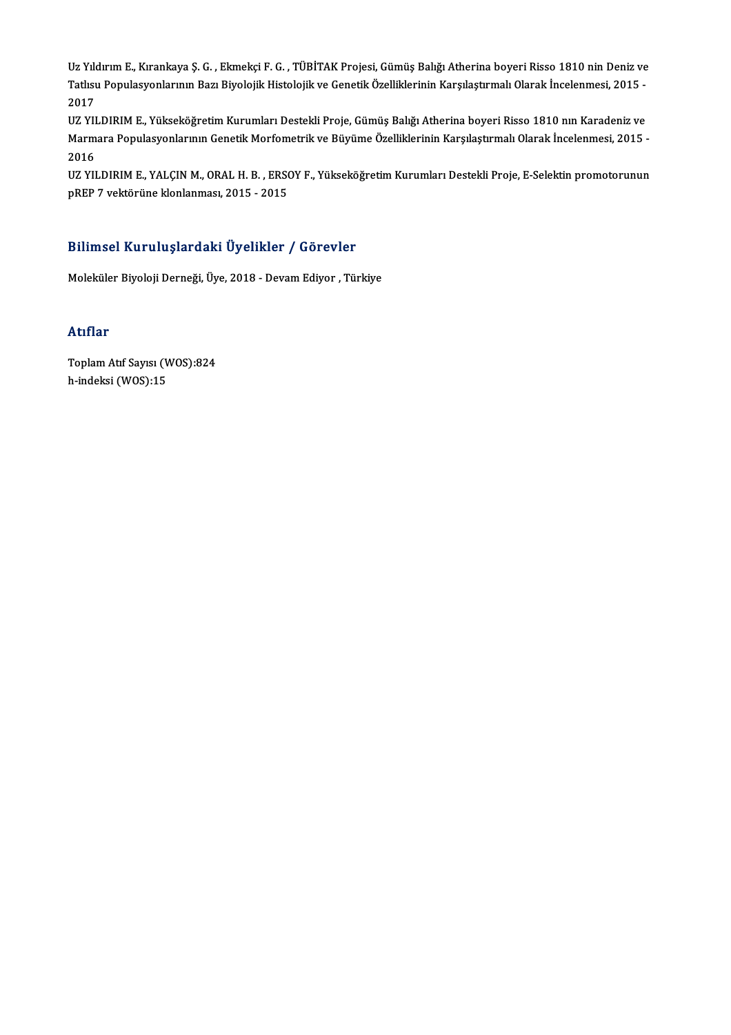Uz Yıldırım E., Kırankaya Ş. G. , Ekmekçi F. G. , TÜBİTAK Projesi, Gümüş Balığı Atherina boyeri Risso 1810 nin Deniz ve Tatlısu Populasyonlarının Bazı Biyolojik Histolojik ve Genetik Özelliklerinin Karşılaştırmalı Olarak İncelenmesi, 2015 - 2017

UZ YILDIRIM E., Yükseköğretim Kurumları Destekli Proje, Gümüş Balığı Atherina boyeri Risso 1810 nın Karadeniz ve Marmara Populasyonlarının Genetik Morfometrik ve Büyüme Özelliklerinin Karşılaştırmalı Olarak İncelenmesi, 2015 - 2016

UZ YILDIRIM E., YALÇIN M., ORAL H. B. , ERSOY F., Yükseköğretim Kurumları Destekli Proje, E-Selektin promotorunun pREP 7 vektörüne klonlanması, 2015 - 2015

## Bilimsel Kuruluşlardaki Üyelikler / Görevler

Moleküler Biyoloji Derneği, Üye, 2018 - Devam Ediyor , Türkiye

## Atıflar

Toplam Atıf Sayısı (WOS):824
h-indeksi (WOS):15